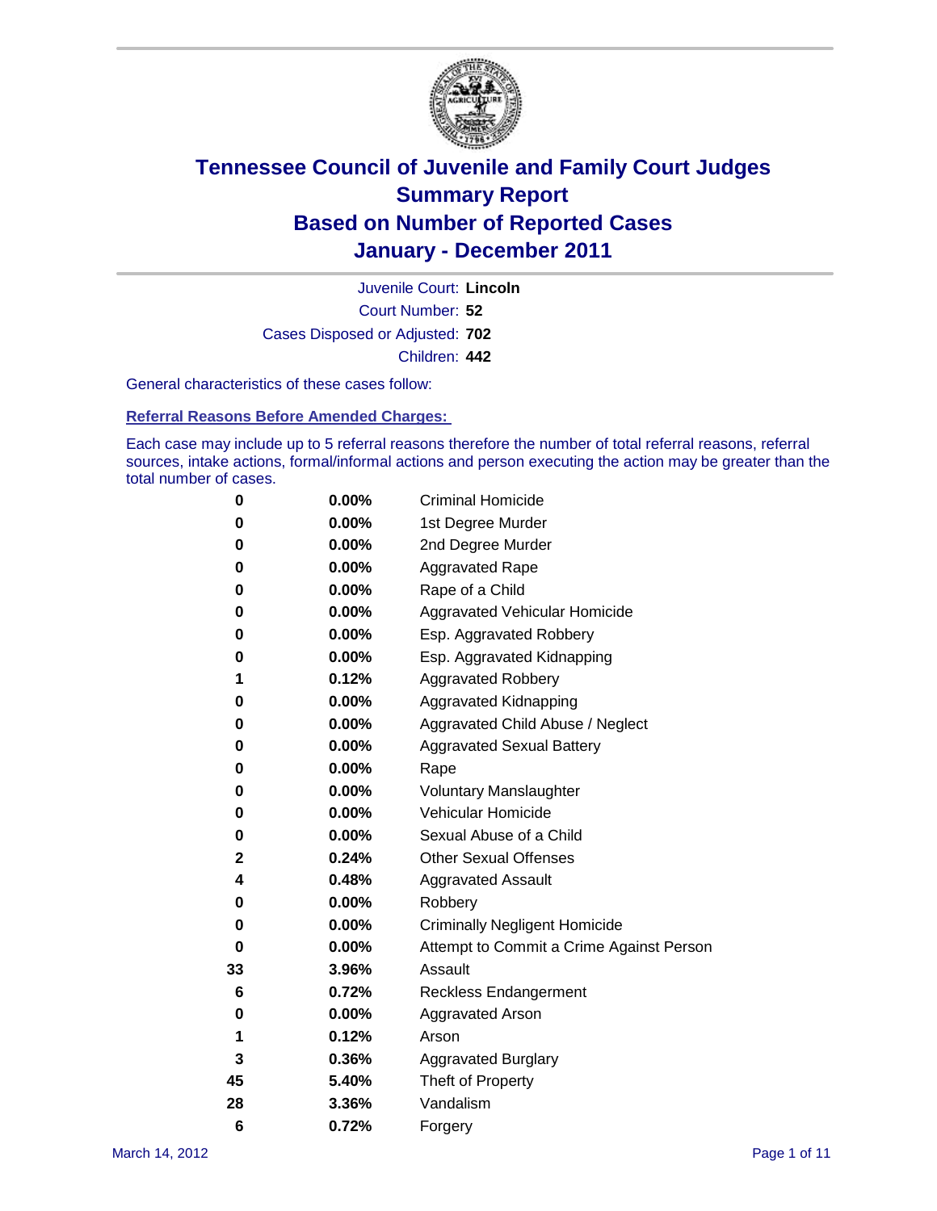# Tennessee Council of Juvenile and Family Court Judges
# Summary Report
# Based on Number of Reported Cases
# January - December 2011

Juvenile Court: **Lincoln**
Court Number: **52**
Cases Disposed or Adjusted: **702**
Children: **442**

General characteristics of these cases follow:

### Referral Reasons Before Amended Charges:

Each case may include up to 5 referral reasons therefore the number of total referral reasons, referral sources, intake actions, formal/informal actions and person executing the action may be greater than the total number of cases.

| | | |
|---|---|---|
| 0 | 0.00% | Criminal Homicide |
| 0 | 0.00% | 1st Degree Murder |
| 0 | 0.00% | 2nd Degree Murder |
| 0 | 0.00% | Aggravated Rape |
| 0 | 0.00% | Rape of a Child |
| 0 | 0.00% | Aggravated Vehicular Homicide |
| 0 | 0.00% | Esp. Aggravated Robbery |
| 0 | 0.00% | Esp. Aggravated Kidnapping |
| 1 | 0.12% | Aggravated Robbery |
| 0 | 0.00% | Aggravated Kidnapping |
| 0 | 0.00% | Aggravated Child Abuse / Neglect |
| 0 | 0.00% | Aggravated Sexual Battery |
| 0 | 0.00% | Rape |
| 0 | 0.00% | Voluntary Manslaughter |
| 0 | 0.00% | Vehicular Homicide |
| 0 | 0.00% | Sexual Abuse of a Child |
| 2 | 0.24% | Other Sexual Offenses |
| 4 | 0.48% | Aggravated Assault |
| 0 | 0.00% | Robbery |
| 0 | 0.00% | Criminally Negligent Homicide |
| 0 | 0.00% | Attempt to Commit a Crime Against Person |
| 33 | 3.96% | Assault |
| 6 | 0.72% | Reckless Endangerment |
| 0 | 0.00% | Aggravated Arson |
| 1 | 0.12% | Arson |
| 3 | 0.36% | Aggravated Burglary |
| 45 | 5.40% | Theft of Property |
| 28 | 3.36% | Vandalism |
| 6 | 0.72% | Forgery |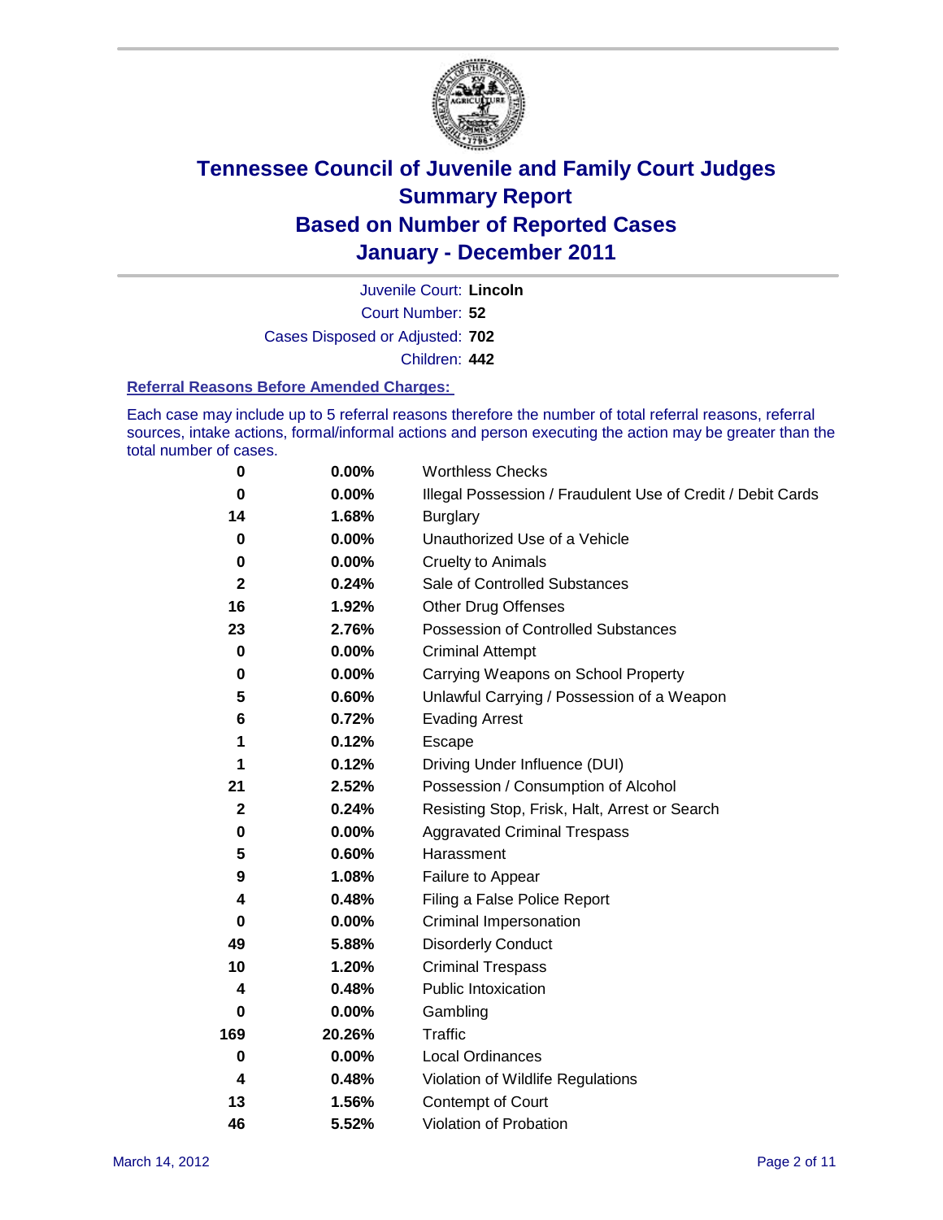# Tennessee Council of Juvenile and Family Court Judges
# Summary Report
# Based on Number of Reported Cases
# January - December 2011

Juvenile Court: **Lincoln**
Court Number: **52**
Cases Disposed or Adjusted: **702**
Children: **442**

### Referral Reasons Before Amended Charges:

Each case may include up to 5 referral reasons therefore the number of total referral reasons, referral sources, intake actions, formal/informal actions and person executing the action may be greater than the total number of cases.

| | | |
|---|---|---|
| 0 | 0.00% | Worthless Checks |
| 0 | 0.00% | Illegal Possession / Fraudulent Use of Credit / Debit Cards |
| 14 | 1.68% | Burglary |
| 0 | 0.00% | Unauthorized Use of a Vehicle |
| 0 | 0.00% | Cruelty to Animals |
| 2 | 0.24% | Sale of Controlled Substances |
| 16 | 1.92% | Other Drug Offenses |
| 23 | 2.76% | Possession of Controlled Substances |
| 0 | 0.00% | Criminal Attempt |
| 0 | 0.00% | Carrying Weapons on School Property |
| 5 | 0.60% | Unlawful Carrying / Possession of a Weapon |
| 6 | 0.72% | Evading Arrest |
| 1 | 0.12% | Escape |
| 1 | 0.12% | Driving Under Influence (DUI) |
| 21 | 2.52% | Possession / Consumption of Alcohol |
| 2 | 0.24% | Resisting Stop, Frisk, Halt, Arrest or Search |
| 0 | 0.00% | Aggravated Criminal Trespass |
| 5 | 0.60% | Harassment |
| 9 | 1.08% | Failure to Appear |
| 4 | 0.48% | Filing a False Police Report |
| 0 | 0.00% | Criminal Impersonation |
| 49 | 5.88% | Disorderly Conduct |
| 10 | 1.20% | Criminal Trespass |
| 4 | 0.48% | Public Intoxication |
| 0 | 0.00% | Gambling |
| 169 | 20.26% | Traffic |
| 0 | 0.00% | Local Ordinances |
| 4 | 0.48% | Violation of Wildlife Regulations |
| 13 | 1.56% | Contempt of Court |
| 46 | 5.52% | Violation of Probation |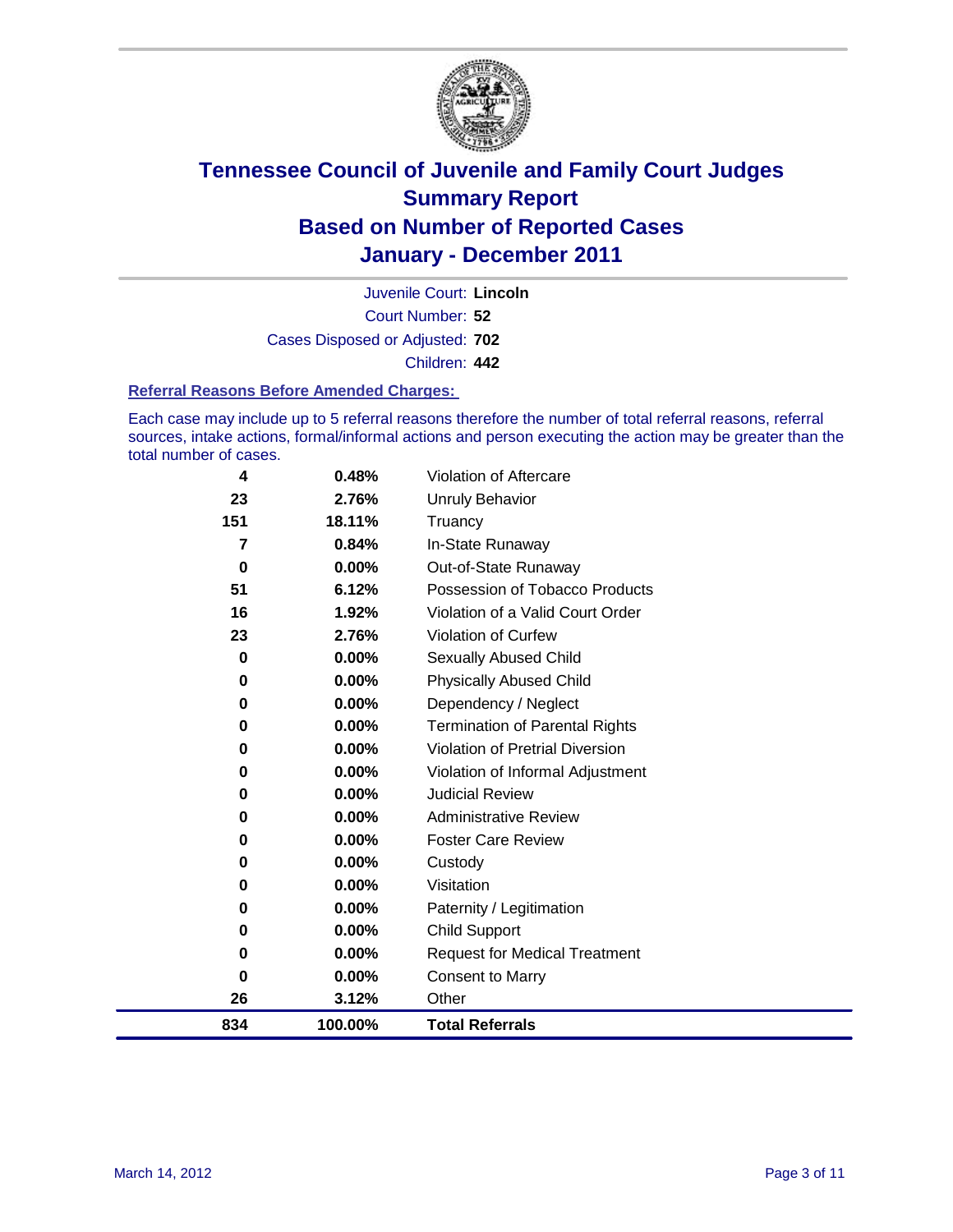# Tennessee Council of Juvenile and Family Court Judges
# Summary Report
# Based on Number of Reported Cases
# January - December 2011

Juvenile Court: **Lincoln**

Court Number: **52**

Cases Disposed or Adjusted: **702**

Children: **442**

### Referral Reasons Before Amended Charges:

Each case may include up to 5 referral reasons therefore the number of total referral reasons, referral sources, intake actions, formal/informal actions and person executing the action may be greater than the total number of cases.

| | | |
|---|---|---|
| 4 | 0.48% | Violation of Aftercare |
| 23 | 2.76% | Unruly Behavior |
| 151 | 18.11% | Truancy |
| 7 | 0.84% | In-State Runaway |
| 0 | 0.00% | Out-of-State Runaway |
| 51 | 6.12% | Possession of Tobacco Products |
| 16 | 1.92% | Violation of a Valid Court Order |
| 23 | 2.76% | Violation of Curfew |
| 0 | 0.00% | Sexually Abused Child |
| 0 | 0.00% | Physically Abused Child |
| 0 | 0.00% | Dependency / Neglect |
| 0 | 0.00% | Termination of Parental Rights |
| 0 | 0.00% | Violation of Pretrial Diversion |
| 0 | 0.00% | Violation of Informal Adjustment |
| 0 | 0.00% | Judicial Review |
| 0 | 0.00% | Administrative Review |
| 0 | 0.00% | Foster Care Review |
| 0 | 0.00% | Custody |
| 0 | 0.00% | Visitation |
| 0 | 0.00% | Paternity / Legitimation |
| 0 | 0.00% | Child Support |
| 0 | 0.00% | Request for Medical Treatment |
| 0 | 0.00% | Consent to Marry |
| 26 | 3.12% | Other |
| **834** | **100.00%** | **Total Referrals** |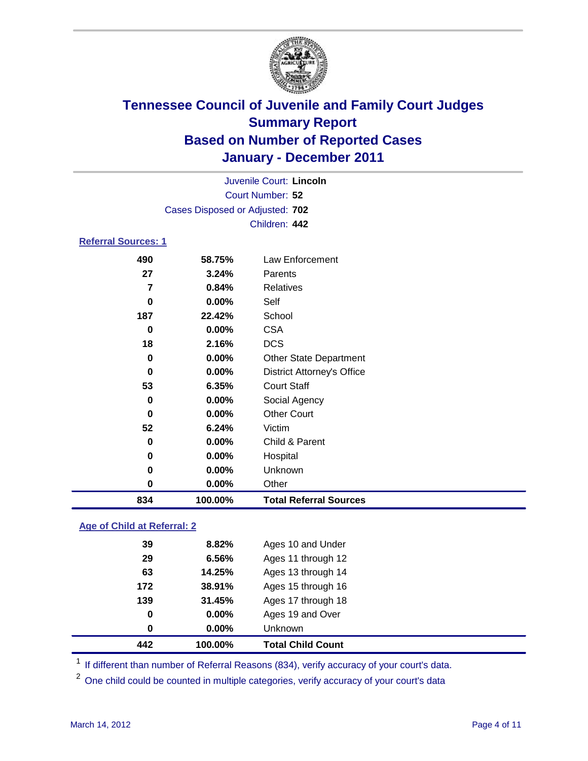# Tennessee Council of Juvenile and Family Court Judges
## Summary Report
## Based on Number of Reported Cases
## January - December 2011

Juvenile Court: **Lincoln**
Court Number: **52**
Cases Disposed or Adjusted: **702**
Children: **442**

### Referral Sources: 1

| | | |
|---|---|---|
| 490 | 58.75% | Law Enforcement |
| 27 | 3.24% | Parents |
| 7 | 0.84% | Relatives |
| 0 | 0.00% | Self |
| 187 | 22.42% | School |
| 0 | 0.00% | CSA |
| 18 | 2.16% | DCS |
| 0 | 0.00% | Other State Department |
| 0 | 0.00% | District Attorney's Office |
| 53 | 6.35% | Court Staff |
| 0 | 0.00% | Social Agency |
| 0 | 0.00% | Other Court |
| 52 | 6.24% | Victim |
| 0 | 0.00% | Child & Parent |
| 0 | 0.00% | Hospital |
| 0 | 0.00% | Unknown |
| 0 | 0.00% | Other |
| **834** | **100.00%** | **Total Referral Sources** |

### Age of Child at Referral: 2

| | | |
|---|---|---|
| 39 | 8.82% | Ages 10 and Under |
| 29 | 6.56% | Ages 11 through 12 |
| 63 | 14.25% | Ages 13 through 14 |
| 172 | 38.91% | Ages 15 through 16 |
| 139 | 31.45% | Ages 17 through 18 |
| 0 | 0.00% | Ages 19 and Over |
| 0 | 0.00% | Unknown |
| **442** | **100.00%** | **Total Child Count** |

[1] If different than number of Referral Reasons (834), verify accuracy of your court's data.

[2] One child could be counted in multiple categories, verify accuracy of your court's data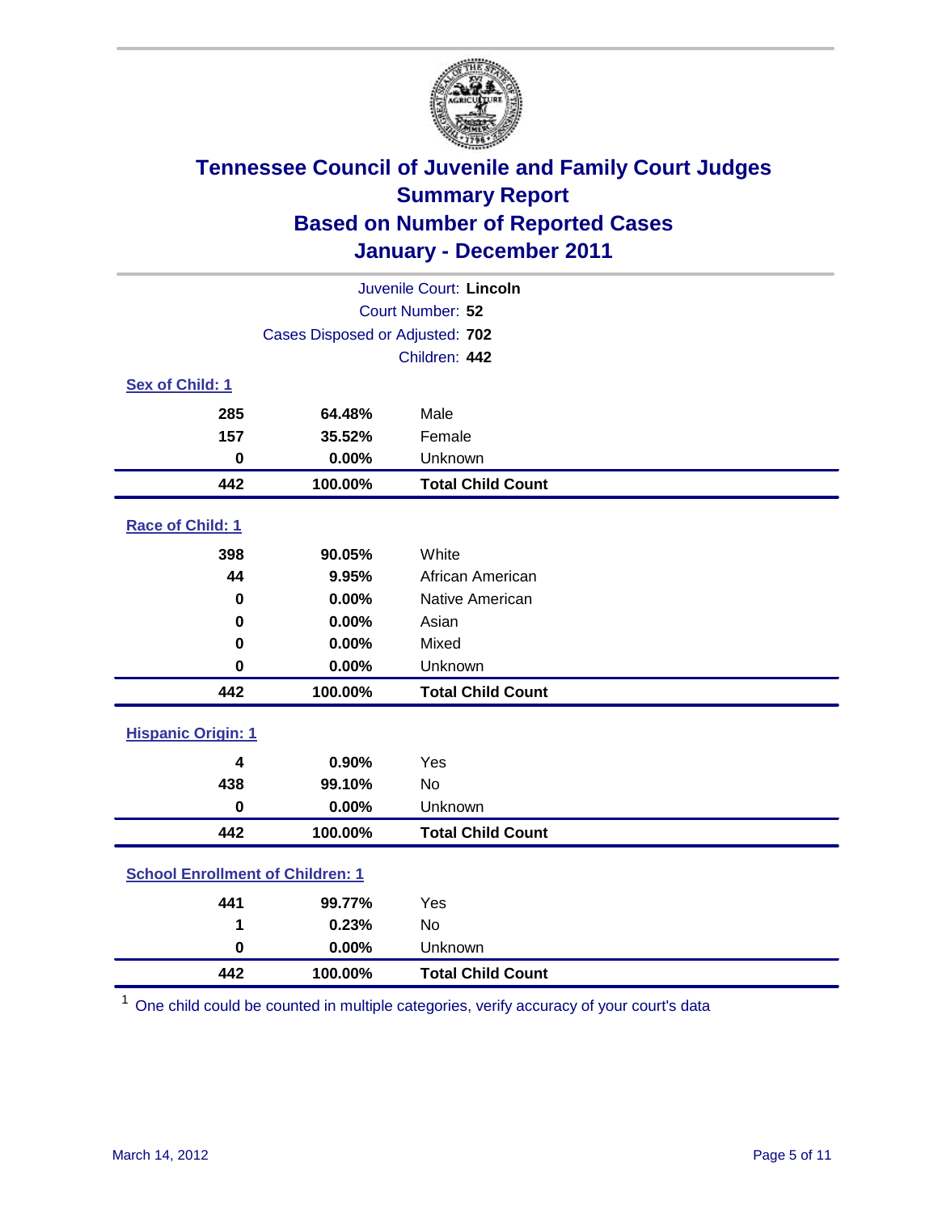# Tennessee Council of Juvenile and Family Court Judges
## Summary Report
## Based on Number of Reported Cases
## January - December 2011

Juvenile Court: **Lincoln**
Court Number: **52**
Cases Disposed or Adjusted: **702**
Children: **442**

### Sex of Child: 1

| Count | Percent | Category |
|---|---|---|
| 285 | 64.48% | Male |
| 157 | 35.52% | Female |
| 0 | 0.00% | Unknown |
| **442** | **100.00%** | **Total Child Count** |

### Race of Child: 1

| Count | Percent | Category |
|---|---|---|
| 398 | 90.05% | White |
| 44 | 9.95% | African American |
| 0 | 0.00% | Native American |
| 0 | 0.00% | Asian |
| 0 | 0.00% | Mixed |
| 0 | 0.00% | Unknown |
| **442** | **100.00%** | **Total Child Count** |

### Hispanic Origin: 1

| Count | Percent | Category |
|---|---|---|
| 4 | 0.90% | Yes |
| 438 | 99.10% | No |
| 0 | 0.00% | Unknown |
| **442** | **100.00%** | **Total Child Count** |

### School Enrollment of Children: 1

| Count | Percent | Category |
|---|---|---|
| 441 | 99.77% | Yes |
| 1 | 0.23% | No |
| 0 | 0.00% | Unknown |
| **442** | **100.00%** | **Total Child Count** |

[1] One child could be counted in multiple categories, verify accuracy of your court's data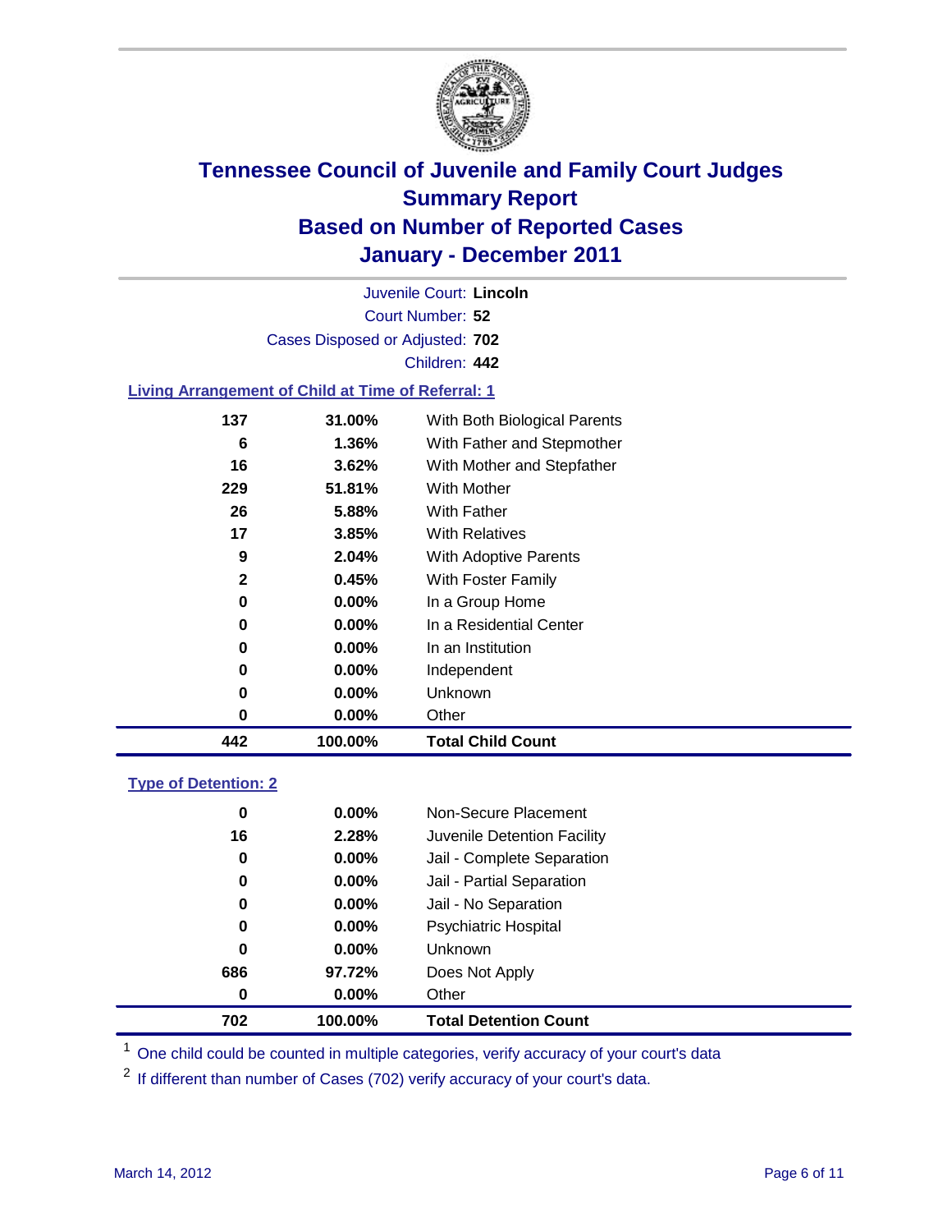# Tennessee Council of Juvenile and Family Court Judges
## Summary Report
## Based on Number of Reported Cases
## January - December 2011

Juvenile Court: **Lincoln**
Court Number: **52**
Cases Disposed or Adjusted: **702**
Children: **442**

### Living Arrangement of Child at Time of Referral: 1

| Count | Percent | Category |
|---|---|---|
| 137 | 31.00% | With Both Biological Parents |
| 6 | 1.36% | With Father and Stepmother |
| 16 | 3.62% | With Mother and Stepfather |
| 229 | 51.81% | With Mother |
| 26 | 5.88% | With Father |
| 17 | 3.85% | With Relatives |
| 9 | 2.04% | With Adoptive Parents |
| 2 | 0.45% | With Foster Family |
| 0 | 0.00% | In a Group Home |
| 0 | 0.00% | In a Residential Center |
| 0 | 0.00% | In an Institution |
| 0 | 0.00% | Independent |
| 0 | 0.00% | Unknown |
| 0 | 0.00% | Other |
| **442** | **100.00%** | **Total Child Count** |

### Type of Detention: 2

| Count | Percent | Category |
|---|---|---|
| 0 | 0.00% | Non-Secure Placement |
| 16 | 2.28% | Juvenile Detention Facility |
| 0 | 0.00% | Jail - Complete Separation |
| 0 | 0.00% | Jail - Partial Separation |
| 0 | 0.00% | Jail - No Separation |
| 0 | 0.00% | Psychiatric Hospital |
| 0 | 0.00% | Unknown |
| 686 | 97.72% | Does Not Apply |
| 0 | 0.00% | Other |
| **702** | **100.00%** | **Total Detention Count** |

[1] One child could be counted in multiple categories, verify accuracy of your court's data

[2] If different than number of Cases (702) verify accuracy of your court's data.

March 14, 2012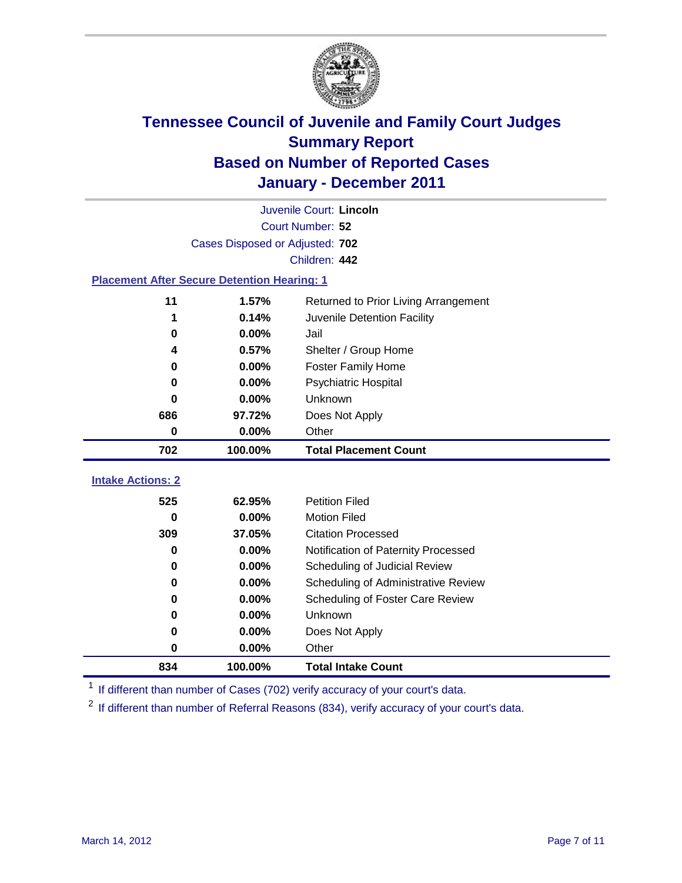# Tennessee Council of Juvenile and Family Court Judges
## Summary Report
## Based on Number of Reported Cases
## January - December 2011

Juvenile Court: **Lincoln**

Court Number: **52**

Cases Disposed or Adjusted: **702**

Children: **442**

### Placement After Secure Detention Hearing: 1

| | | |
|---|---|---|
| 11 | 1.57% | Returned to Prior Living Arrangement |
| 1 | 0.14% | Juvenile Detention Facility |
| 0 | 0.00% | Jail |
| 4 | 0.57% | Shelter / Group Home |
| 0 | 0.00% | Foster Family Home |
| 0 | 0.00% | Psychiatric Hospital |
| 0 | 0.00% | Unknown |
| 686 | 97.72% | Does Not Apply |
| 0 | 0.00% | Other |
| **702** | **100.00%** | **Total Placement Count** |

### Intake Actions: 2

| | | |
|---|---|---|
| 525 | 62.95% | Petition Filed |
| 0 | 0.00% | Motion Filed |
| 309 | 37.05% | Citation Processed |
| 0 | 0.00% | Notification of Paternity Processed |
| 0 | 0.00% | Scheduling of Judicial Review |
| 0 | 0.00% | Scheduling of Administrative Review |
| 0 | 0.00% | Scheduling of Foster Care Review |
| 0 | 0.00% | Unknown |
| 0 | 0.00% | Does Not Apply |
| 0 | 0.00% | Other |
| **834** | **100.00%** | **Total Intake Count** |

[1] If different than number of Cases (702) verify accuracy of your court's data.

[2] If different than number of Referral Reasons (834), verify accuracy of your court's data.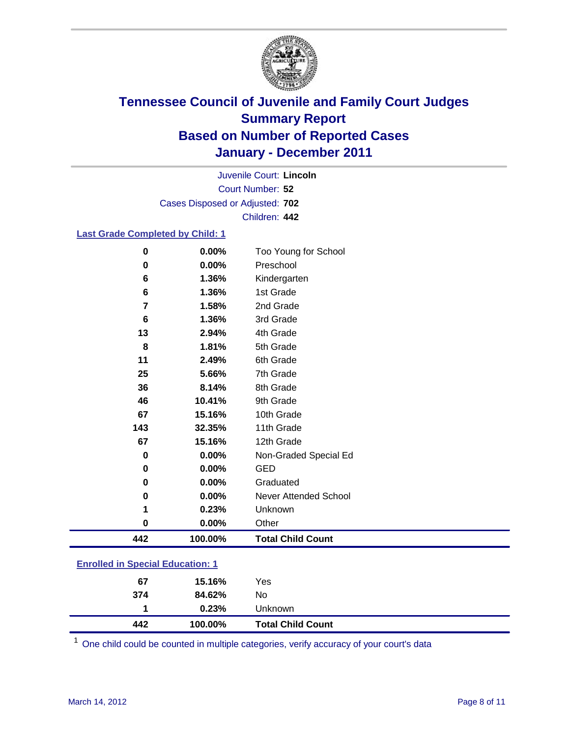# Tennessee Council of Juvenile and Family Court Judges
## Summary Report
## Based on Number of Reported Cases
## January - December 2011

Juvenile Court: **Lincoln**
Court Number: **52**
Cases Disposed or Adjusted: **702**
Children: **442**

### Last Grade Completed by Child: 1

| | | |
|---|---|---|
| 0 | 0.00% | Too Young for School |
| 0 | 0.00% | Preschool |
| 6 | 1.36% | Kindergarten |
| 6 | 1.36% | 1st Grade |
| 7 | 1.58% | 2nd Grade |
| 6 | 1.36% | 3rd Grade |
| 13 | 2.94% | 4th Grade |
| 8 | 1.81% | 5th Grade |
| 11 | 2.49% | 6th Grade |
| 25 | 5.66% | 7th Grade |
| 36 | 8.14% | 8th Grade |
| 46 | 10.41% | 9th Grade |
| 67 | 15.16% | 10th Grade |
| 143 | 32.35% | 11th Grade |
| 67 | 15.16% | 12th Grade |
| 0 | 0.00% | Non-Graded Special Ed |
| 0 | 0.00% | GED |
| 0 | 0.00% | Graduated |
| 0 | 0.00% | Never Attended School |
| 1 | 0.23% | Unknown |
| 0 | 0.00% | Other |
| **442** | **100.00%** | **Total Child Count** |

### Enrolled in Special Education: 1

| | | |
|---|---|---|
| 67 | 15.16% | Yes |
| 374 | 84.62% | No |
| 1 | 0.23% | Unknown |
| **442** | **100.00%** | **Total Child Count** |

[1] One child could be counted in multiple categories, verify accuracy of your court's data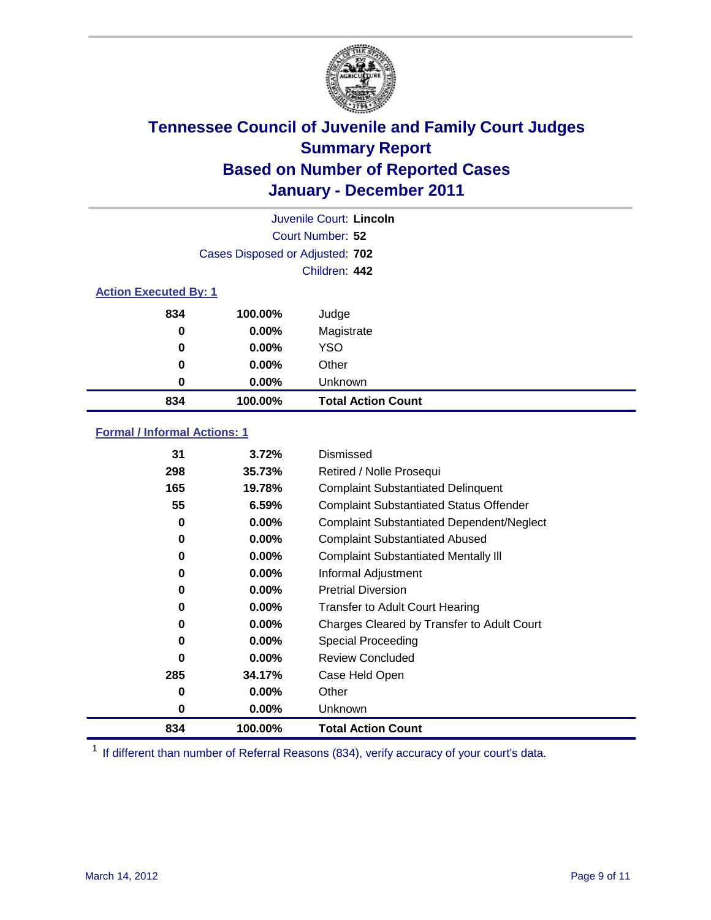# Tennessee Council of Juvenile and Family Court Judges
## Summary Report
## Based on Number of Reported Cases
## January - December 2011

Juvenile Court: **Lincoln**

Court Number: **52**

Cases Disposed or Adjusted: **702**

Children: **442**

### Action Executed By: 1

| | | |
|---|---|---|
| 834 | 100.00% | Judge |
| 0 | 0.00% | Magistrate |
| 0 | 0.00% | YSO |
| 0 | 0.00% | Other |
| 0 | 0.00% | Unknown |
| **834** | **100.00%** | **Total Action Count** |

### Formal / Informal Actions: 1

| | | |
|---|---|---|
| 31 | 3.72% | Dismissed |
| 298 | 35.73% | Retired / Nolle Prosequi |
| 165 | 19.78% | Complaint Substantiated Delinquent |
| 55 | 6.59% | Complaint Substantiated Status Offender |
| 0 | 0.00% | Complaint Substantiated Dependent/Neglect |
| 0 | 0.00% | Complaint Substantiated Abused |
| 0 | 0.00% | Complaint Substantiated Mentally Ill |
| 0 | 0.00% | Informal Adjustment |
| 0 | 0.00% | Pretrial Diversion |
| 0 | 0.00% | Transfer to Adult Court Hearing |
| 0 | 0.00% | Charges Cleared by Transfer to Adult Court |
| 0 | 0.00% | Special Proceeding |
| 0 | 0.00% | Review Concluded |
| 285 | 34.17% | Case Held Open |
| 0 | 0.00% | Other |
| 0 | 0.00% | Unknown |
| **834** | **100.00%** | **Total Action Count** |

[1] If different than number of Referral Reasons (834), verify accuracy of your court's data.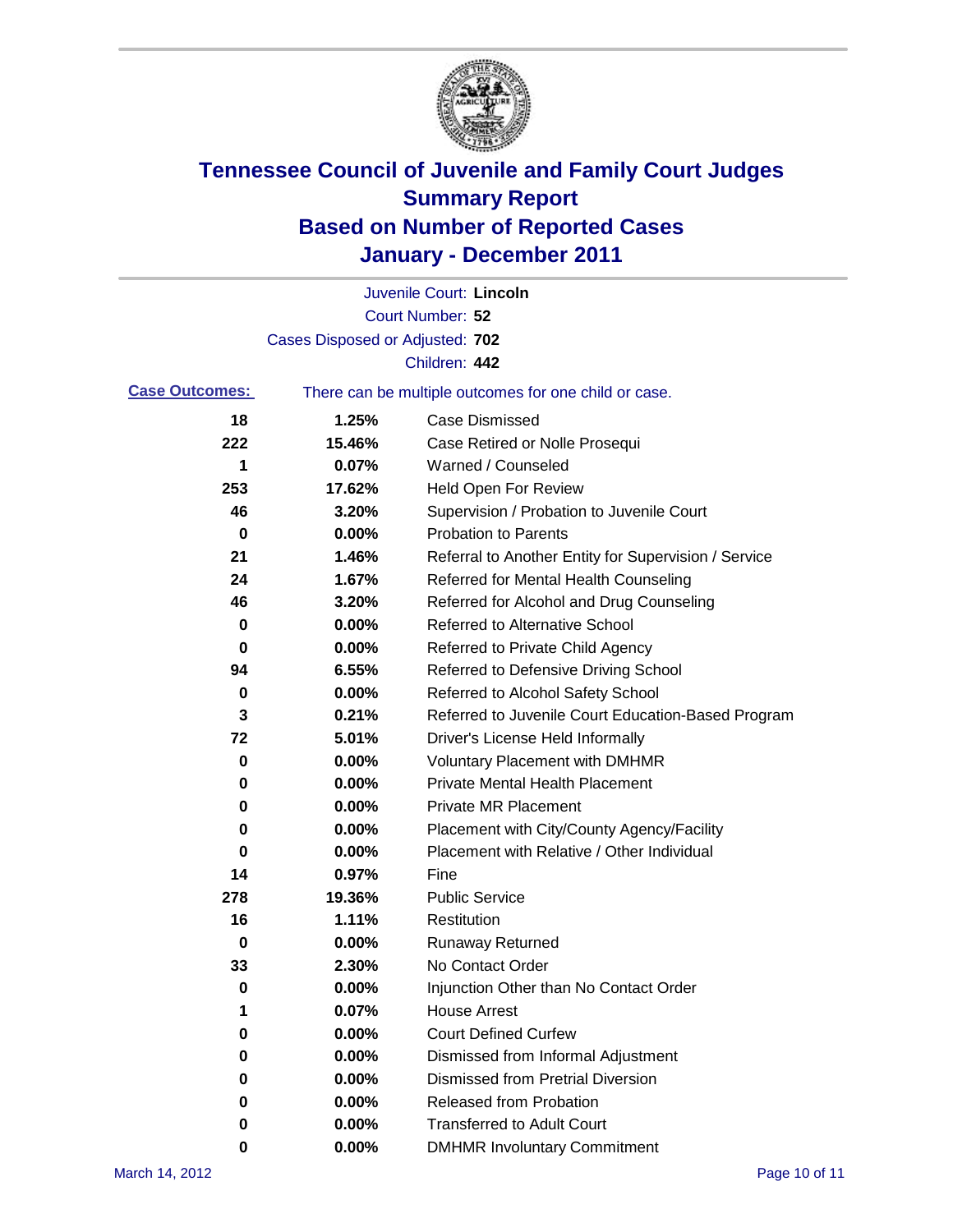# Tennessee Council of Juvenile and Family Court Judges
## Summary Report
## Based on Number of Reported Cases
## January - December 2011

Juvenile Court: **Lincoln**

Court Number: **52**

Cases Disposed or Adjusted: **702**

Children: **442**

**Case Outcomes:** There can be multiple outcomes for one child or case.

| Count | Percent | Outcome |
|---|---|---|
| 18 | 1.25% | Case Dismissed |
| 222 | 15.46% | Case Retired or Nolle Prosequi |
| 1 | 0.07% | Warned / Counseled |
| 253 | 17.62% | Held Open For Review |
| 46 | 3.20% | Supervision / Probation to Juvenile Court |
| 0 | 0.00% | Probation to Parents |
| 21 | 1.46% | Referral to Another Entity for Supervision / Service |
| 24 | 1.67% | Referred for Mental Health Counseling |
| 46 | 3.20% | Referred for Alcohol and Drug Counseling |
| 0 | 0.00% | Referred to Alternative School |
| 0 | 0.00% | Referred to Private Child Agency |
| 94 | 6.55% | Referred to Defensive Driving School |
| 0 | 0.00% | Referred to Alcohol Safety School |
| 3 | 0.21% | Referred to Juvenile Court Education-Based Program |
| 72 | 5.01% | Driver's License Held Informally |
| 0 | 0.00% | Voluntary Placement with DMHMR |
| 0 | 0.00% | Private Mental Health Placement |
| 0 | 0.00% | Private MR Placement |
| 0 | 0.00% | Placement with City/County Agency/Facility |
| 0 | 0.00% | Placement with Relative / Other Individual |
| 14 | 0.97% | Fine |
| 278 | 19.36% | Public Service |
| 16 | 1.11% | Restitution |
| 0 | 0.00% | Runaway Returned |
| 33 | 2.30% | No Contact Order |
| 0 | 0.00% | Injunction Other than No Contact Order |
| 1 | 0.07% | House Arrest |
| 0 | 0.00% | Court Defined Curfew |
| 0 | 0.00% | Dismissed from Informal Adjustment |
| 0 | 0.00% | Dismissed from Pretrial Diversion |
| 0 | 0.00% | Released from Probation |
| 0 | 0.00% | Transferred to Adult Court |
| 0 | 0.00% | DMHMR Involuntary Commitment |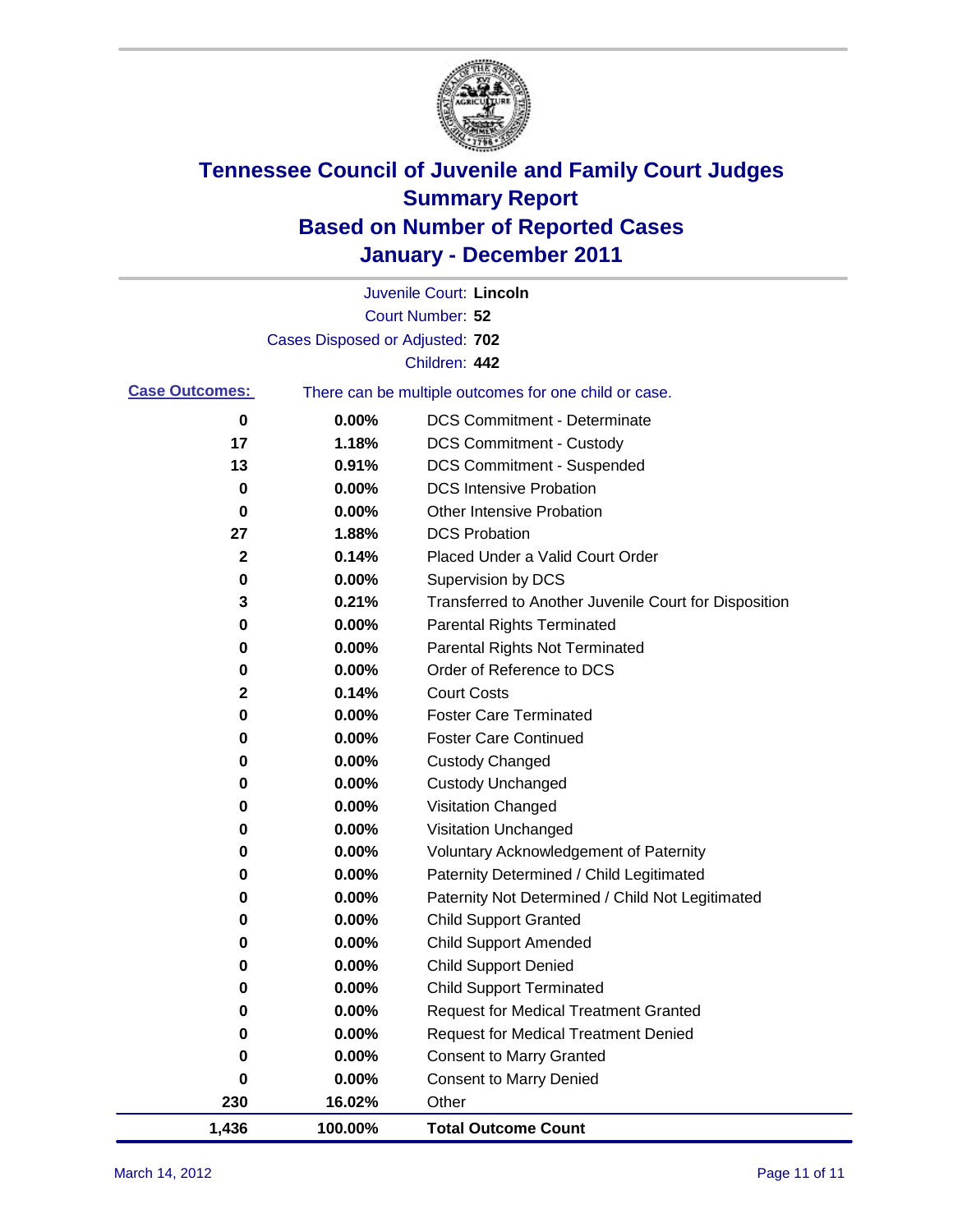# Tennessee Council of Juvenile and Family Court Judges
## Summary Report
## Based on Number of Reported Cases
## January - December 2011

Juvenile Court: **Lincoln**

Court Number: **52**

Cases Disposed or Adjusted: **702**

Children: **442**

**Case Outcomes:** There can be multiple outcomes for one child or case.

| | | |
|---|---|---|
| 0 | 0.00% | DCS Commitment - Determinate |
| 17 | 1.18% | DCS Commitment - Custody |
| 13 | 0.91% | DCS Commitment - Suspended |
| 0 | 0.00% | DCS Intensive Probation |
| 0 | 0.00% | Other Intensive Probation |
| 27 | 1.88% | DCS Probation |
| 2 | 0.14% | Placed Under a Valid Court Order |
| 0 | 0.00% | Supervision by DCS |
| 3 | 0.21% | Transferred to Another Juvenile Court for Disposition |
| 0 | 0.00% | Parental Rights Terminated |
| 0 | 0.00% | Parental Rights Not Terminated |
| 0 | 0.00% | Order of Reference to DCS |
| 2 | 0.14% | Court Costs |
| 0 | 0.00% | Foster Care Terminated |
| 0 | 0.00% | Foster Care Continued |
| 0 | 0.00% | Custody Changed |
| 0 | 0.00% | Custody Unchanged |
| 0 | 0.00% | Visitation Changed |
| 0 | 0.00% | Visitation Unchanged |
| 0 | 0.00% | Voluntary Acknowledgement of Paternity |
| 0 | 0.00% | Paternity Determined / Child Legitimated |
| 0 | 0.00% | Paternity Not Determined / Child Not Legitimated |
| 0 | 0.00% | Child Support Granted |
| 0 | 0.00% | Child Support Amended |
| 0 | 0.00% | Child Support Denied |
| 0 | 0.00% | Child Support Terminated |
| 0 | 0.00% | Request for Medical Treatment Granted |
| 0 | 0.00% | Request for Medical Treatment Denied |
| 0 | 0.00% | Consent to Marry Granted |
| 0 | 0.00% | Consent to Marry Denied |
| 230 | 16.02% | Other |
| **1,436** | **100.00%** | **Total Outcome Count** |

March 14, 2012